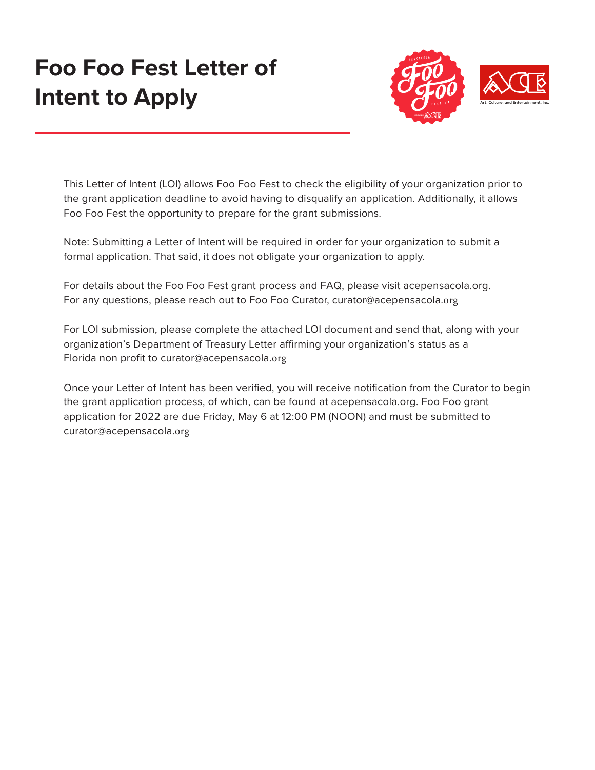# Foo Foo Fest Letter of Intent to Apply

This Letter of Intent (LOI) allows Foo Foo Fest to check the eligibility of your organization prior to the grant application deadline to avoid having to disqualify an application. Additionally, it allows Foo Foo Fest the opportunity to prepare for the grant submissions.

Note: Submitting a Letter of Intent will be required in order for your organization to submit a formal application. That said, it does not obligate your organization to apply.

For details about the Foo Foo Fest grant process and FAQ, please visit acepensacola.org.
For any questions, please reach out to Foo Foo Curator, curator@acepensacola.org

For LOI submission, please complete the attached LOI document and send that, along with your organization's Department of Treasury Letter affirming your organization's status as a Florida non profit to curator@acepensacola.org

Once your Letter of Intent has been verified, you will receive notification from the Curator to begin the grant application process, of which, can be found at acepensacola.org. Foo Foo grant application for 2022 are due Friday, May 6 at 12:00 PM (NOON) and must be submitted to curator@acepensacola.org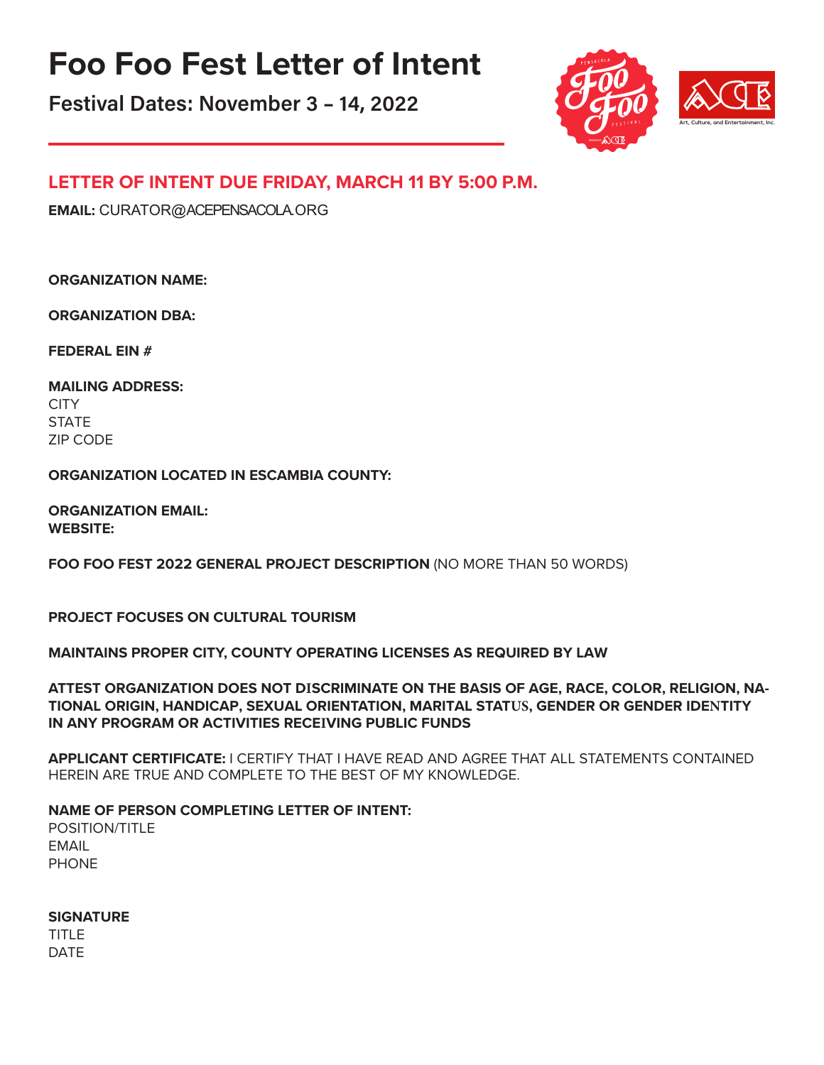# Foo Foo Fest Letter of Intent

**Festival Dates: November 3 – 14, 2022**

## LETTER OF INTENT DUE FRIDAY, MARCH 11 BY 5:00 P.M.

**EMAIL:** CURATOR@ACEPENSACOLA.ORG

**ORGANIZATION NAME:**

**ORGANIZATION DBA:**

**FEDERAL EIN #**

**MAILING ADDRESS:**
CITY
STATE
ZIP CODE

**ORGANIZATION LOCATED IN ESCAMBIA COUNTY:**

**ORGANIZATION EMAIL:**
**WEBSITE:**

**FOO FOO FEST 2022 GENERAL PROJECT DESCRIPTION** (NO MORE THAN 50 WORDS)

**PROJECT FOCUSES ON CULTURAL TOURISM**

**MAINTAINS PROPER CITY, COUNTY OPERATING LICENSES AS REQUIRED BY LAW**

**ATTEST ORGANIZATION DOES NOT DISCRIMINATE ON THE BASIS OF AGE, RACE, COLOR, RELIGION, NATIONAL ORIGIN, HANDICAP, SEXUAL ORIENTATION, MARITAL STATUS, GENDER OR GENDER IDENTITY IN ANY PROGRAM OR ACTIVITIES RECEIVING PUBLIC FUNDS**

**APPLICANT CERTIFICATE:** I CERTIFY THAT I HAVE READ AND AGREE THAT ALL STATEMENTS CONTAINED HEREIN ARE TRUE AND COMPLETE TO THE BEST OF MY KNOWLEDGE.

**NAME OF PERSON COMPLETING LETTER OF INTENT:**
POSITION/TITLE
EMAIL
PHONE

**SIGNATURE**
TITLE
DATE